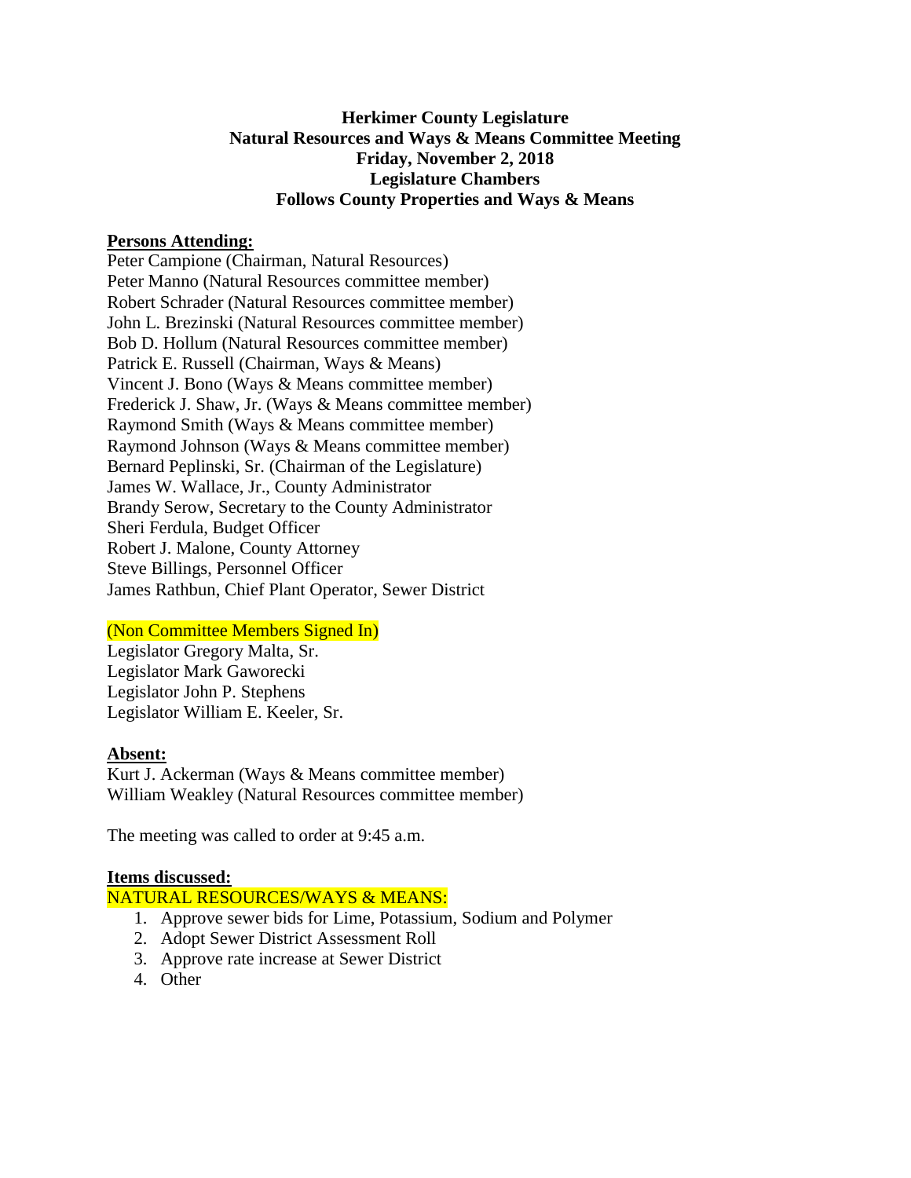**Herkimer County Legislature**
**Natural Resources and Ways & Means Committee Meeting**
**Friday, November 2, 2018**
**Legislature Chambers**
**Follows County Properties and Ways & Means**

**Persons Attending:**

Peter Campione (Chairman, Natural Resources)
Peter Manno (Natural Resources committee member)
Robert Schrader (Natural Resources committee member)
John L. Brezinski (Natural Resources committee member)
Bob D. Hollum (Natural Resources committee member)
Patrick E. Russell (Chairman, Ways & Means)
Vincent J. Bono (Ways & Means committee member)
Frederick J. Shaw, Jr. (Ways & Means committee member)
Raymond Smith (Ways & Means committee member)
Raymond Johnson (Ways & Means committee member)
Bernard Peplinski, Sr. (Chairman of the Legislature)
James W. Wallace, Jr., County Administrator
Brandy Serow, Secretary to the County Administrator
Sheri Ferdula, Budget Officer
Robert J. Malone, County Attorney
Steve Billings, Personnel Officer
James Rathbun, Chief Plant Operator, Sewer District

(Non Committee Members Signed In)

Legislator Gregory Malta, Sr.
Legislator Mark Gaworecki
Legislator John P. Stephens
Legislator William E. Keeler, Sr.

**Absent:**

Kurt J. Ackerman (Ways & Means committee member)
William Weakley (Natural Resources committee member)

The meeting was called to order at 9:45 a.m.

**Items discussed:**

NATURAL RESOURCES/WAYS & MEANS:

1. Approve sewer bids for Lime, Potassium, Sodium and Polymer
2. Adopt Sewer District Assessment Roll
3. Approve rate increase at Sewer District
4. Other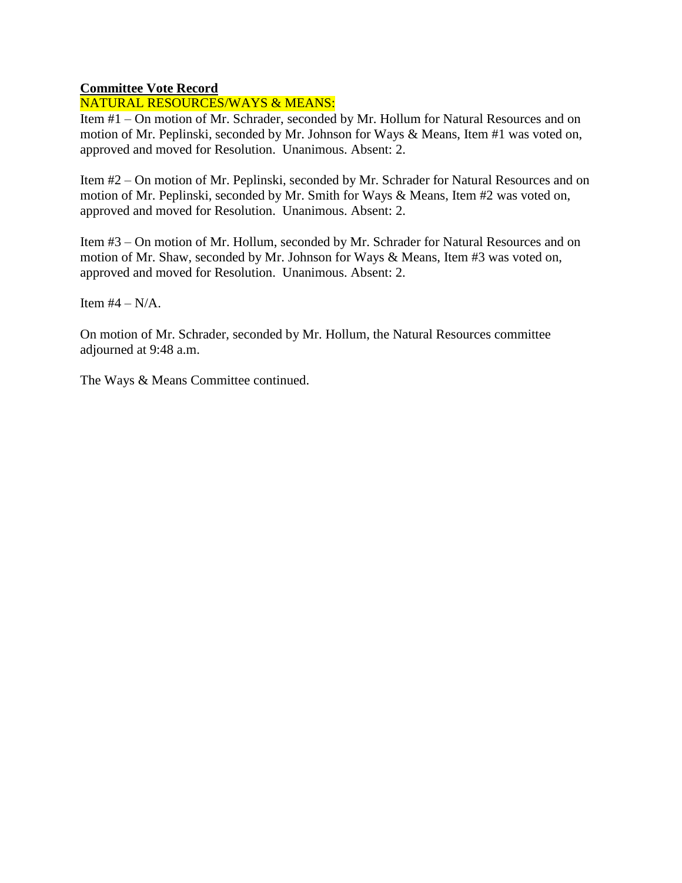**Committee Vote Record**

NATURAL RESOURCES/WAYS & MEANS:

Item #1 – On motion of Mr. Schrader, seconded by Mr. Hollum for Natural Resources and on motion of Mr. Peplinski, seconded by Mr. Johnson for Ways & Means, Item #1 was voted on, approved and moved for Resolution. Unanimous. Absent: 2.

Item #2 – On motion of Mr. Peplinski, seconded by Mr. Schrader for Natural Resources and on motion of Mr. Peplinski, seconded by Mr. Smith for Ways & Means, Item #2 was voted on, approved and moved for Resolution. Unanimous. Absent: 2.

Item #3 – On motion of Mr. Hollum, seconded by Mr. Schrader for Natural Resources and on motion of Mr. Shaw, seconded by Mr. Johnson for Ways & Means, Item #3 was voted on, approved and moved for Resolution. Unanimous. Absent: 2.

Item #4 – N/A.

On motion of Mr. Schrader, seconded by Mr. Hollum, the Natural Resources committee adjourned at 9:48 a.m.

The Ways & Means Committee continued.